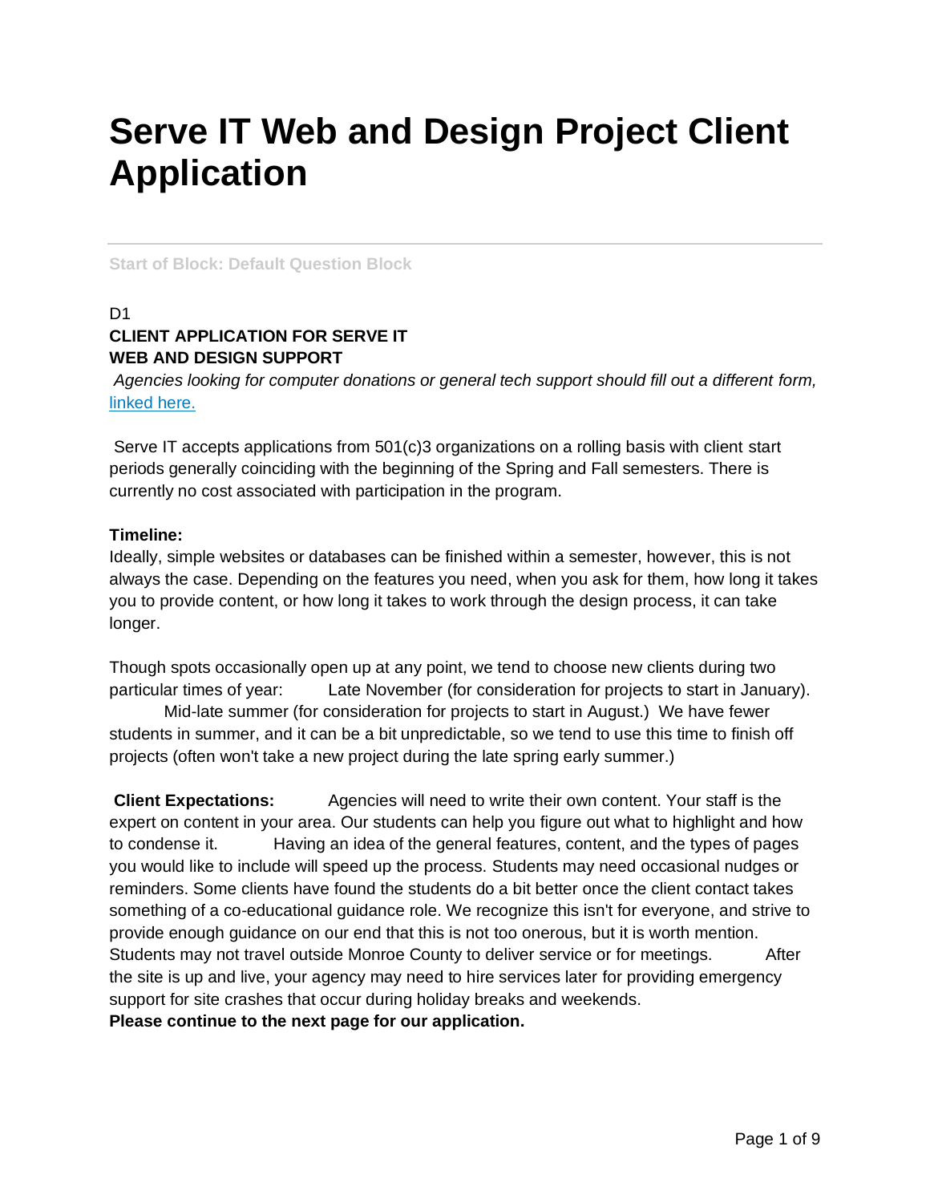# Serve IT Web and Design Project Client Application

Start of Block: Default Question Block

D1

**CLIENT APPLICATION FOR SERVE IT**
**WEB AND DESIGN SUPPORT**

*Agencies looking for computer donations or general tech support should fill out a different form,* [linked here.]()

Serve IT accepts applications from 501(c)3 organizations on a rolling basis with client start periods generally coinciding with the beginning of the Spring and Fall semesters. There is currently no cost associated with participation in the program.

**Timeline:**
Ideally, simple websites or databases can be finished within a semester, however, this is not always the case. Depending on the features you need, when you ask for them, how long it takes you to provide content, or how long it takes to work through the design process, it can take longer.

Though spots occasionally open up at any point, we tend to choose new clients during two particular times of year: Late November (for consideration for projects to start in January). Mid-late summer (for consideration for projects to start in August.) We have fewer students in summer, and it can be a bit unpredictable, so we tend to use this time to finish off projects (often won't take a new project during the late spring early summer.)

**Client Expectations:** Agencies will need to write their own content. Your staff is the expert on content in your area. Our students can help you figure out what to highlight and how to condense it. Having an idea of the general features, content, and the types of pages you would like to include will speed up the process. Students may need occasional nudges or reminders. Some clients have found the students do a bit better once the client contact takes something of a co-educational guidance role. We recognize this isn't for everyone, and strive to provide enough guidance on our end that this is not too onerous, but it is worth mention. Students may not travel outside Monroe County to deliver service or for meetings. After the site is up and live, your agency may need to hire services later for providing emergency support for site crashes that occur during holiday breaks and weekends.

**Please continue to the next page for our application.**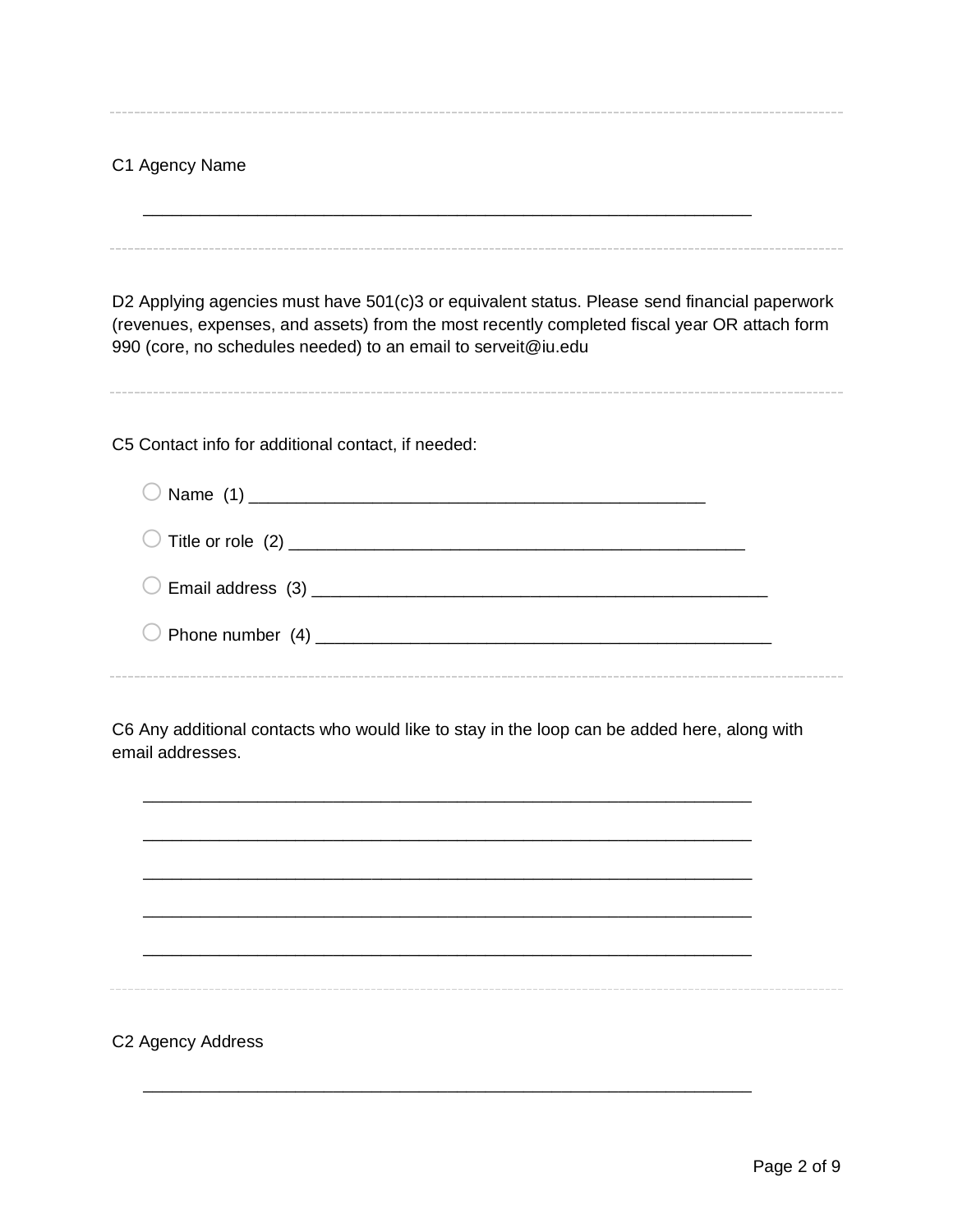C1 Agency Name

________________________________________________________________

---

D2 Applying agencies must have 501(c)3 or equivalent status. Please send financial paperwork (revenues, expenses, and assets) from the most recently completed fiscal year OR attach form 990 (core, no schedules needed) to an email to serveit@iu.edu

---

C5 Contact info for additional contact, if needed:

- ○ Name (1) ________________________________________________
- ○ Title or role (2) ________________________________________________
- ○ Email address (3) ________________________________________________
- ○ Phone number (4) ________________________________________________

---

C6 Any additional contacts who would like to stay in the loop can be added here, along with email addresses.

________________________________________________________________

________________________________________________________________

________________________________________________________________

________________________________________________________________

________________________________________________________________

---

C2 Agency Address

________________________________________________________________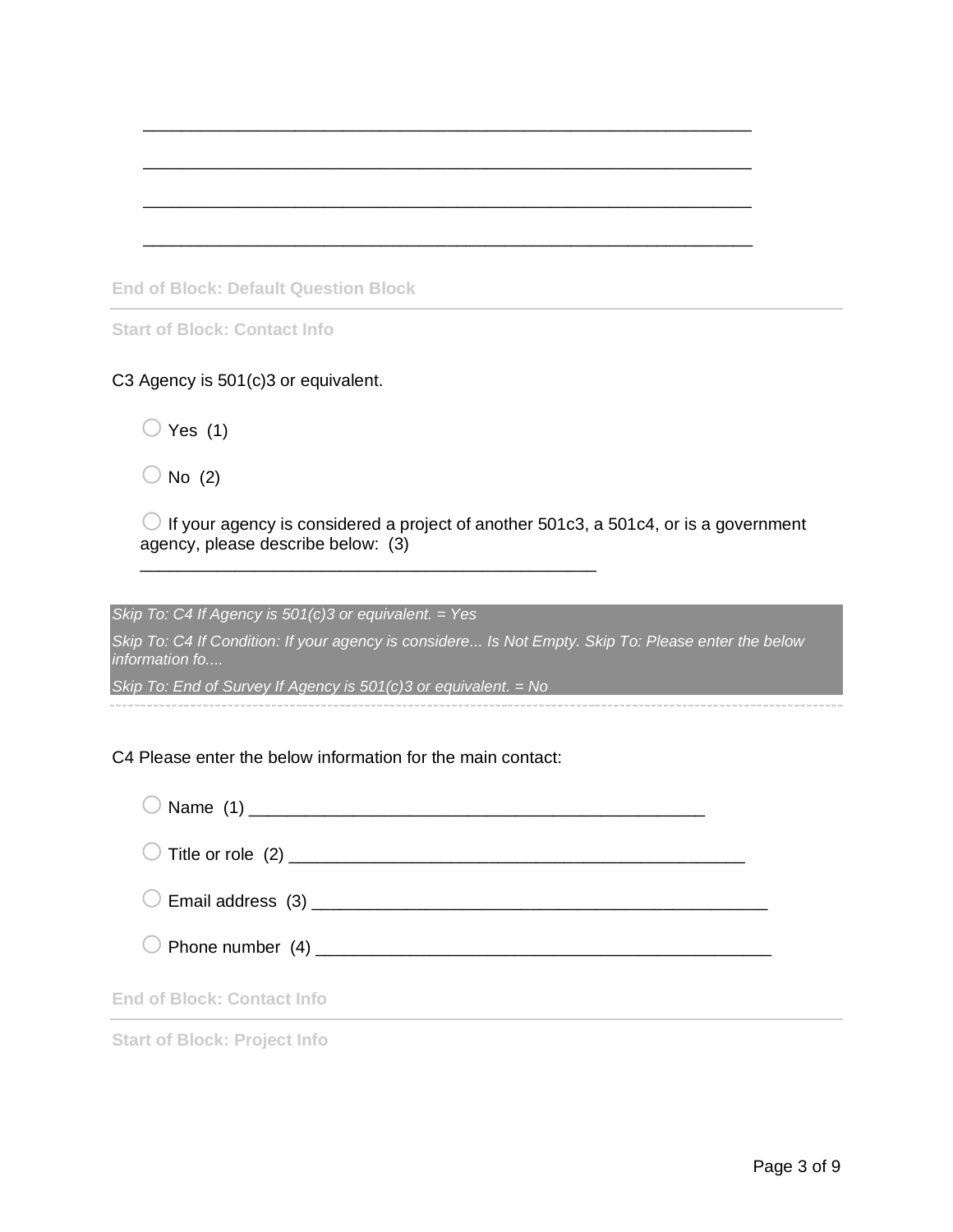\_\_\_\_\_\_\_\_\_\_\_\_\_\_\_\_\_\_\_\_\_\_\_\_\_\_\_\_\_\_\_\_\_\_\_\_\_\_\_\_\_\_\_\_\_\_\_\_\_\_\_\_\_\_\_\_\_\_\_\_\_\_\_\_

\_\_\_\_\_\_\_\_\_\_\_\_\_\_\_\_\_\_\_\_\_\_\_\_\_\_\_\_\_\_\_\_\_\_\_\_\_\_\_\_\_\_\_\_\_\_\_\_\_\_\_\_\_\_\_\_\_\_\_\_\_\_\_\_

\_\_\_\_\_\_\_\_\_\_\_\_\_\_\_\_\_\_\_\_\_\_\_\_\_\_\_\_\_\_\_\_\_\_\_\_\_\_\_\_\_\_\_\_\_\_\_\_\_\_\_\_\_\_\_\_\_\_\_\_\_\_\_\_

\_\_\_\_\_\_\_\_\_\_\_\_\_\_\_\_\_\_\_\_\_\_\_\_\_\_\_\_\_\_\_\_\_\_\_\_\_\_\_\_\_\_\_\_\_\_\_\_\_\_\_\_\_\_\_\_\_\_\_\_\_\_\_\_

**End of Block: Default Question Block**

---

**Start of Block: Contact Info**

C3 Agency is 501(c)3 or equivalent.

○ Yes (1)

○ No (2)

○ If your agency is considered a project of another 501c3, a 501c4, or is a government agency, please describe below: (3) \_\_\_\_\_\_\_\_\_\_\_\_\_\_\_\_\_\_\_\_\_\_\_\_\_\_\_\_\_\_\_\_\_\_\_\_\_\_\_\_\_\_\_\_\_\_\_\_

*Skip To: C4 If Agency is 501(c)3 or equivalent. = Yes*

*Skip To: C4 If Condition: If your agency is considere... Is Not Empty. Skip To: Please enter the below information fo....*

*Skip To: End of Survey If Agency is 501(c)3 or equivalent. = No*

C4 Please enter the below information for the main contact:

○ Name (1) \_\_\_\_\_\_\_\_\_\_\_\_\_\_\_\_\_\_\_\_\_\_\_\_\_\_\_\_\_\_\_\_\_\_\_\_\_\_\_\_\_\_\_\_\_\_\_\_

○ Title or role (2) \_\_\_\_\_\_\_\_\_\_\_\_\_\_\_\_\_\_\_\_\_\_\_\_\_\_\_\_\_\_\_\_\_\_\_\_\_\_\_\_\_\_\_\_\_\_\_\_

○ Email address (3) \_\_\_\_\_\_\_\_\_\_\_\_\_\_\_\_\_\_\_\_\_\_\_\_\_\_\_\_\_\_\_\_\_\_\_\_\_\_\_\_\_\_\_\_\_\_\_\_

○ Phone number (4) \_\_\_\_\_\_\_\_\_\_\_\_\_\_\_\_\_\_\_\_\_\_\_\_\_\_\_\_\_\_\_\_\_\_\_\_\_\_\_\_\_\_\_\_\_\_\_\_

**End of Block: Contact Info**

---

**Start of Block: Project Info**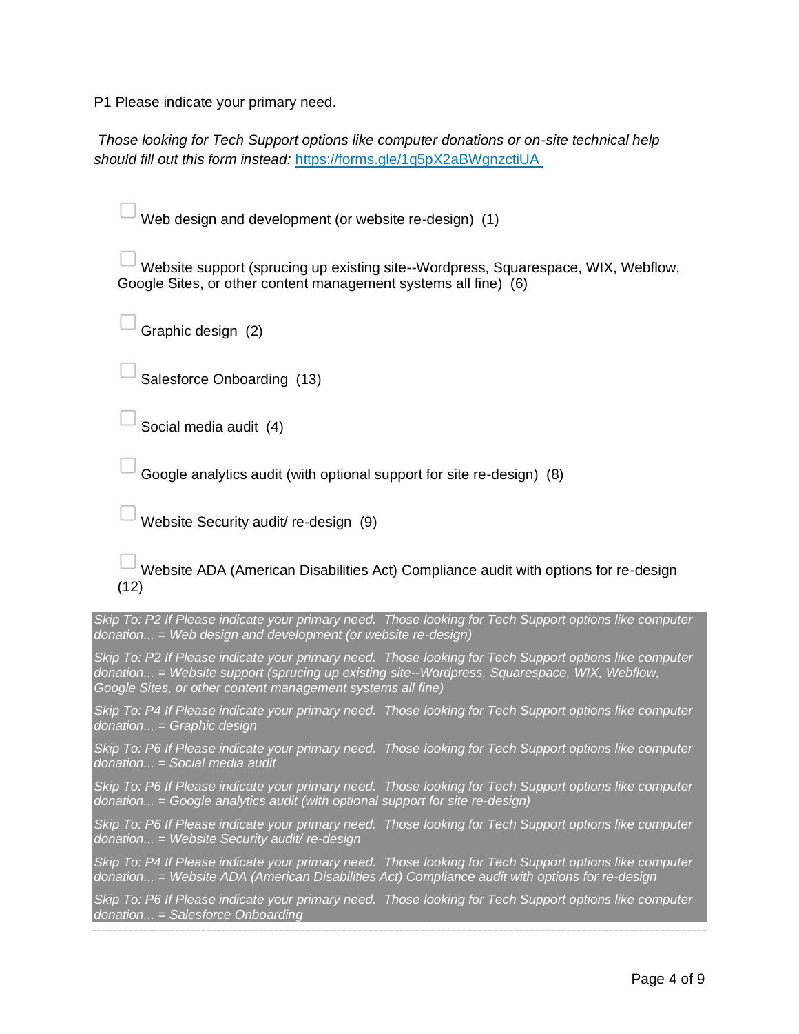P1 Please indicate your primary need.

*Those looking for Tech Support options like computer donations or on-site technical help should fill out this form instead:* [https://forms.gle/1q5pX2aBWgnzctiUA](https://forms.gle/1q5pX2aBWgnzctiUA)

- ☐ Web design and development (or website re-design) (1)
- ☐ Website support (sprucing up existing site--Wordpress, Squarespace, WIX, Webflow, Google Sites, or other content management systems all fine) (6)
- ☐ Graphic design (2)
- ☐ Salesforce Onboarding (13)
- ☐ Social media audit (4)
- ☐ Google analytics audit (with optional support for site re-design) (8)
- ☐ Website Security audit/ re-design (9)
- ☐ Website ADA (American Disabilities Act) Compliance audit with options for re-design (12)

*Skip To: P2 If Please indicate your primary need. Those looking for Tech Support options like computer donation... = Web design and development (or website re-design)*

*Skip To: P2 If Please indicate your primary need. Those looking for Tech Support options like computer donation... = Website support (sprucing up existing site--Wordpress, Squarespace, WIX, Webflow, Google Sites, or other content management systems all fine)*

*Skip To: P4 If Please indicate your primary need. Those looking for Tech Support options like computer donation... = Graphic design*

*Skip To: P6 If Please indicate your primary need. Those looking for Tech Support options like computer donation... = Social media audit*

*Skip To: P6 If Please indicate your primary need. Those looking for Tech Support options like computer donation... = Google analytics audit (with optional support for site re-design)*

*Skip To: P6 If Please indicate your primary need. Those looking for Tech Support options like computer donation... = Website Security audit/ re-design*

*Skip To: P4 If Please indicate your primary need. Those looking for Tech Support options like computer donation... = Website ADA (American Disabilities Act) Compliance audit with options for re-design*

*Skip To: P6 If Please indicate your primary need. Those looking for Tech Support options like computer donation... = Salesforce Onboarding*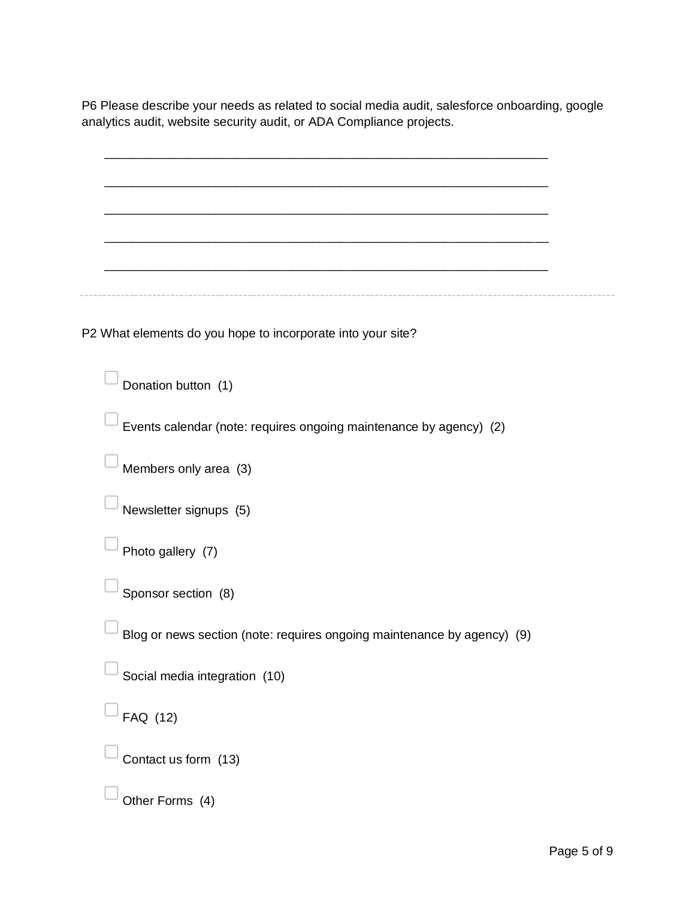P6 Please describe your needs as related to social media audit, salesforce onboarding, google analytics audit, website security audit, or ADA Compliance projects.

________________________________________________________________

________________________________________________________________

________________________________________________________________

________________________________________________________________

________________________________________________________________

---

P2 What elements do you hope to incorporate into your site?

- ▢ Donation button (1)
- ▢ Events calendar (note: requires ongoing maintenance by agency) (2)
- ▢ Members only area (3)
- ▢ Newsletter signups (5)
- ▢ Photo gallery (7)
- ▢ Sponsor section (8)
- ▢ Blog or news section (note: requires ongoing maintenance by agency) (9)
- ▢ Social media integration (10)
- ▢ FAQ (12)
- ▢ Contact us form (13)
- ▢ Other Forms (4)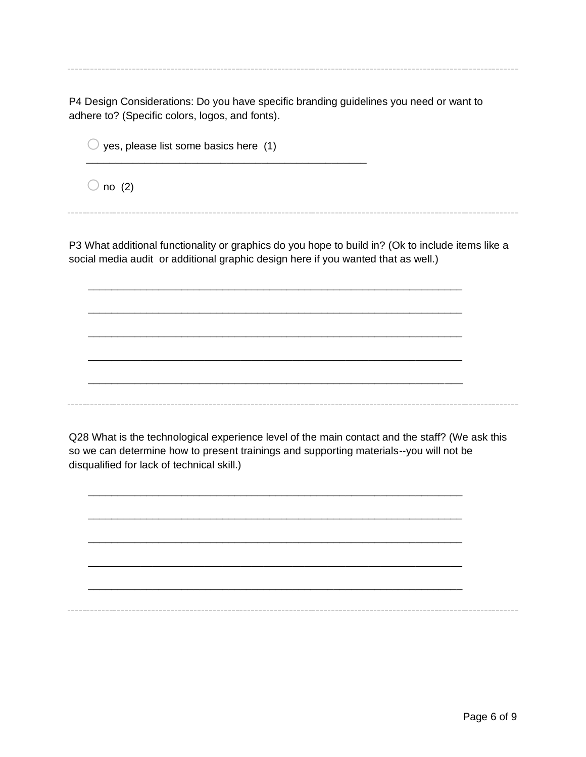---

P4 Design Considerations: Do you have specific branding guidelines you need or want to adhere to? (Specific colors, logos, and fonts).

- ○ yes, please list some basics here (1) ________________________________________________
- ○ no (2)

---

P3 What additional functionality or graphics do you hope to build in? (Ok to include items like a social media audit or additional graphic design here if you wanted that as well.)

________________________________________________________________

________________________________________________________________

________________________________________________________________

________________________________________________________________

________________________________________________________________

---

Q28 What is the technological experience level of the main contact and the staff? (We ask this so we can determine how to present trainings and supporting materials--you will not be disqualified for lack of technical skill.)

________________________________________________________________

________________________________________________________________

________________________________________________________________

________________________________________________________________

________________________________________________________________

---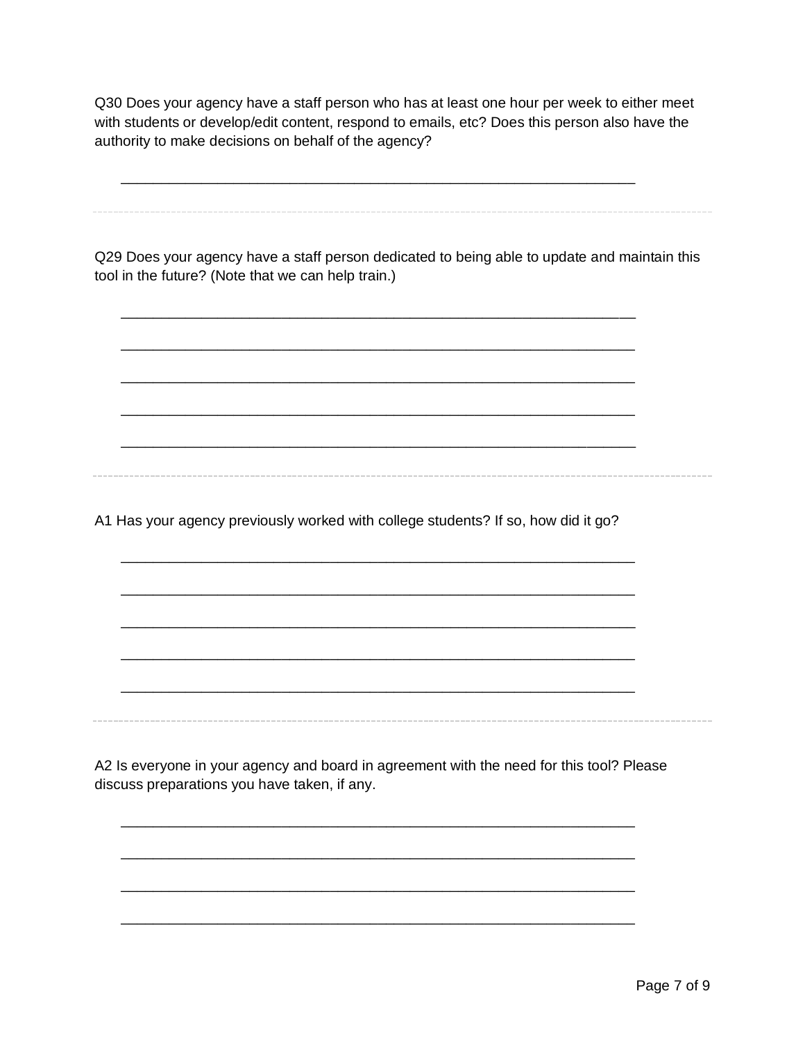Q30 Does your agency have a staff person who has at least one hour per week to either meet with students or develop/edit content, respond to emails, etc? Does this person also have the authority to make decisions on behalf of the agency?

________________________________________________________________

---

Q29 Does your agency have a staff person dedicated to being able to update and maintain this tool in the future? (Note that we can help train.)

________________________________________________________________

________________________________________________________________

________________________________________________________________

________________________________________________________________

________________________________________________________________

---

A1 Has your agency previously worked with college students? If so, how did it go?

________________________________________________________________

________________________________________________________________

________________________________________________________________

________________________________________________________________

________________________________________________________________

---

A2 Is everyone in your agency and board in agreement with the need for this tool? Please discuss preparations you have taken, if any.

________________________________________________________________

________________________________________________________________

________________________________________________________________

________________________________________________________________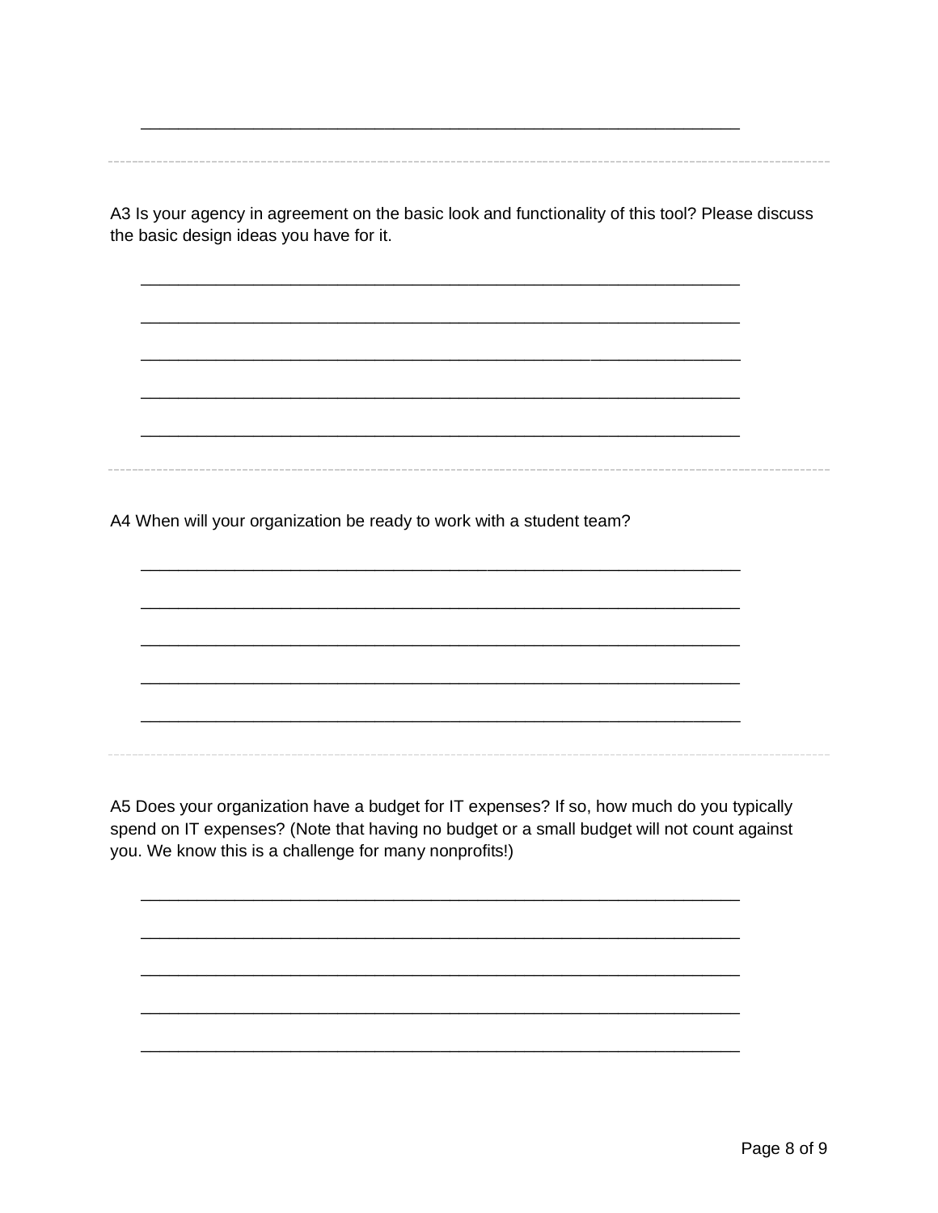\_\_\_\_\_\_\_\_\_\_\_\_\_\_\_\_\_\_\_\_\_\_\_\_\_\_\_\_\_\_\_\_\_\_\_\_\_\_\_\_\_\_\_\_\_\_\_\_\_\_\_\_\_\_\_\_\_\_\_\_\_\_\_\_\_\_

---

A3 Is your agency in agreement on the basic look and functionality of this tool? Please discuss the basic design ideas you have for it.

\_\_\_\_\_\_\_\_\_\_\_\_\_\_\_\_\_\_\_\_\_\_\_\_\_\_\_\_\_\_\_\_\_\_\_\_\_\_\_\_\_\_\_\_\_\_\_\_\_\_\_\_\_\_\_\_\_\_\_\_\_\_\_\_\_\_

\_\_\_\_\_\_\_\_\_\_\_\_\_\_\_\_\_\_\_\_\_\_\_\_\_\_\_\_\_\_\_\_\_\_\_\_\_\_\_\_\_\_\_\_\_\_\_\_\_\_\_\_\_\_\_\_\_\_\_\_\_\_\_\_\_\_

\_\_\_\_\_\_\_\_\_\_\_\_\_\_\_\_\_\_\_\_\_\_\_\_\_\_\_\_\_\_\_\_\_\_\_\_\_\_\_\_\_\_\_\_\_\_\_\_\_\_\_\_\_\_\_\_\_\_\_\_\_\_\_\_\_\_

\_\_\_\_\_\_\_\_\_\_\_\_\_\_\_\_\_\_\_\_\_\_\_\_\_\_\_\_\_\_\_\_\_\_\_\_\_\_\_\_\_\_\_\_\_\_\_\_\_\_\_\_\_\_\_\_\_\_\_\_\_\_\_\_\_\_

\_\_\_\_\_\_\_\_\_\_\_\_\_\_\_\_\_\_\_\_\_\_\_\_\_\_\_\_\_\_\_\_\_\_\_\_\_\_\_\_\_\_\_\_\_\_\_\_\_\_\_\_\_\_\_\_\_\_\_\_\_\_\_\_\_\_

---

A4 When will your organization be ready to work with a student team?

\_\_\_\_\_\_\_\_\_\_\_\_\_\_\_\_\_\_\_\_\_\_\_\_\_\_\_\_\_\_\_\_\_\_\_\_\_\_\_\_\_\_\_\_\_\_\_\_\_\_\_\_\_\_\_\_\_\_\_\_\_\_\_\_\_\_

\_\_\_\_\_\_\_\_\_\_\_\_\_\_\_\_\_\_\_\_\_\_\_\_\_\_\_\_\_\_\_\_\_\_\_\_\_\_\_\_\_\_\_\_\_\_\_\_\_\_\_\_\_\_\_\_\_\_\_\_\_\_\_\_\_\_

\_\_\_\_\_\_\_\_\_\_\_\_\_\_\_\_\_\_\_\_\_\_\_\_\_\_\_\_\_\_\_\_\_\_\_\_\_\_\_\_\_\_\_\_\_\_\_\_\_\_\_\_\_\_\_\_\_\_\_\_\_\_\_\_\_\_

\_\_\_\_\_\_\_\_\_\_\_\_\_\_\_\_\_\_\_\_\_\_\_\_\_\_\_\_\_\_\_\_\_\_\_\_\_\_\_\_\_\_\_\_\_\_\_\_\_\_\_\_\_\_\_\_\_\_\_\_\_\_\_\_\_\_

\_\_\_\_\_\_\_\_\_\_\_\_\_\_\_\_\_\_\_\_\_\_\_\_\_\_\_\_\_\_\_\_\_\_\_\_\_\_\_\_\_\_\_\_\_\_\_\_\_\_\_\_\_\_\_\_\_\_\_\_\_\_\_\_\_\_

---

A5 Does your organization have a budget for IT expenses? If so, how much do you typically spend on IT expenses? (Note that having no budget or a small budget will not count against you. We know this is a challenge for many nonprofits!)

\_\_\_\_\_\_\_\_\_\_\_\_\_\_\_\_\_\_\_\_\_\_\_\_\_\_\_\_\_\_\_\_\_\_\_\_\_\_\_\_\_\_\_\_\_\_\_\_\_\_\_\_\_\_\_\_\_\_\_\_\_\_\_\_\_\_

\_\_\_\_\_\_\_\_\_\_\_\_\_\_\_\_\_\_\_\_\_\_\_\_\_\_\_\_\_\_\_\_\_\_\_\_\_\_\_\_\_\_\_\_\_\_\_\_\_\_\_\_\_\_\_\_\_\_\_\_\_\_\_\_\_\_

\_\_\_\_\_\_\_\_\_\_\_\_\_\_\_\_\_\_\_\_\_\_\_\_\_\_\_\_\_\_\_\_\_\_\_\_\_\_\_\_\_\_\_\_\_\_\_\_\_\_\_\_\_\_\_\_\_\_\_\_\_\_\_\_\_\_

\_\_\_\_\_\_\_\_\_\_\_\_\_\_\_\_\_\_\_\_\_\_\_\_\_\_\_\_\_\_\_\_\_\_\_\_\_\_\_\_\_\_\_\_\_\_\_\_\_\_\_\_\_\_\_\_\_\_\_\_\_\_\_\_\_\_

\_\_\_\_\_\_\_\_\_\_\_\_\_\_\_\_\_\_\_\_\_\_\_\_\_\_\_\_\_\_\_\_\_\_\_\_\_\_\_\_\_\_\_\_\_\_\_\_\_\_\_\_\_\_\_\_\_\_\_\_\_\_\_\_\_\_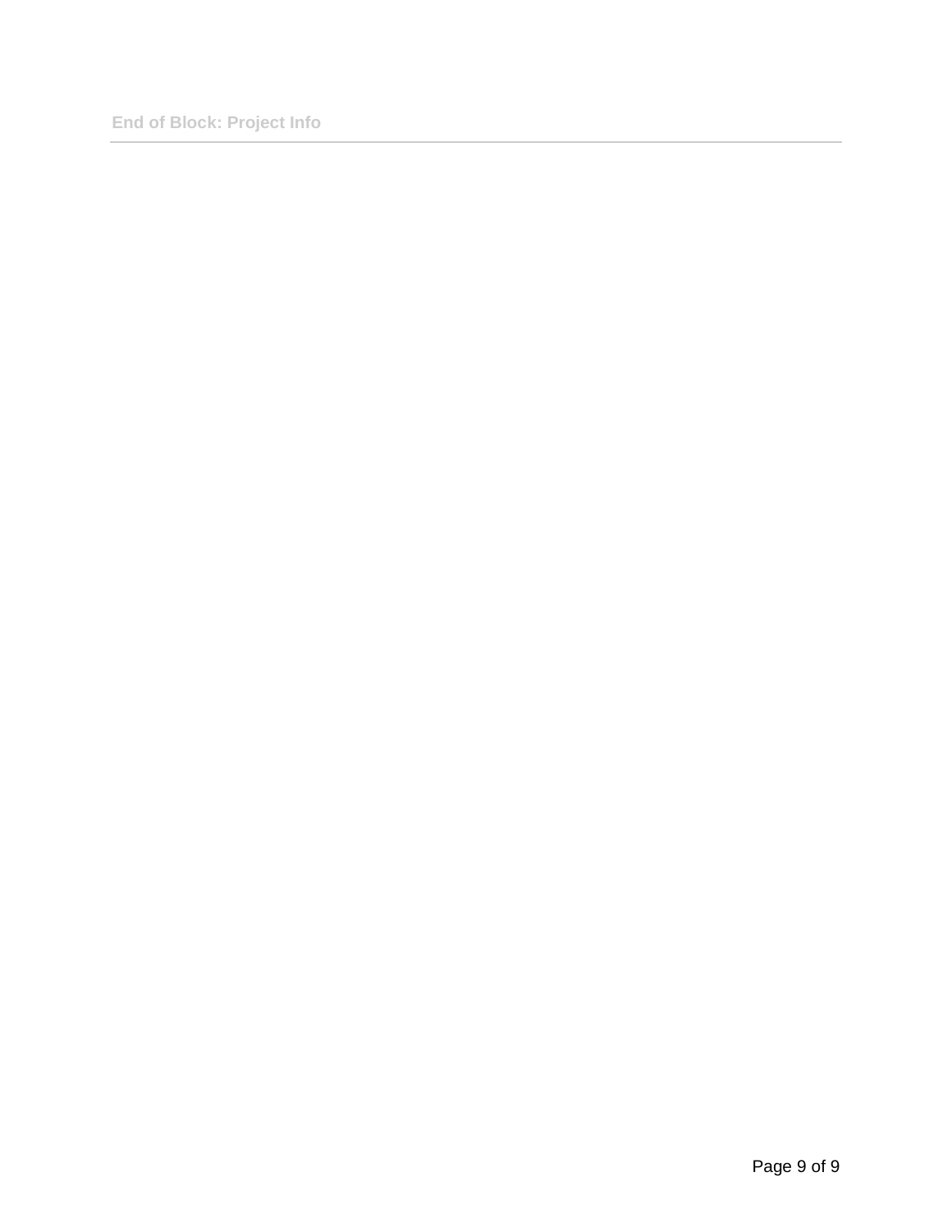**End of Block: Project Info**

---